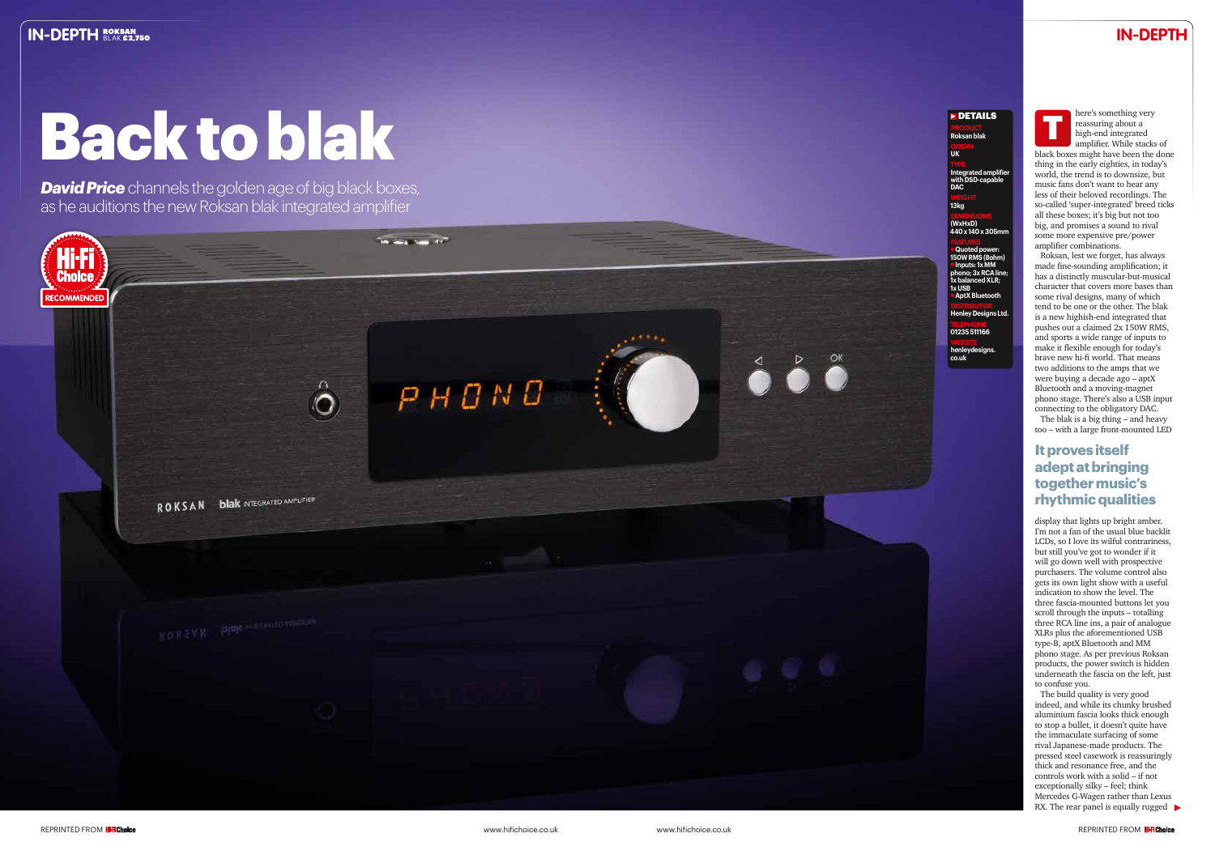# Back to blak

***David Price*** channels the golden age of big black boxes, as he auditions the new Roksan blak integrated amplifier

**DETAILS**

**PRODUCT** Roksan blak
**ORIGIN** UK
**TYPE** Integrated amplifier with DSD-capable DAC
**WEIGHT** 13kg
**DIMENSIONS (WxHxD)** 440 x 140 x 305mm
**FEATURES**
- Quoted power: 150W RMS (8ohm)
- Inputs: 1x MM phono; 3x RCA line; 1x balanced XLR; 1x USB
- AptX Bluetooth

**DISTRIBUTOR** Henley Designs Ltd.
**TELEPHONE** 01235 511166
**WEBSITE** henleydesigns.co.uk

There's something very reassuring about a high-end integrated amplifier. While stacks of black boxes might have been the done thing in the early eighties, in today's world, the trend is to downsize, but music fans don't want to hear any less of their beloved recordings. The so-called 'super-integrated' breed ticks all these boxes; it's big but not too big, and promises a sound to rival some more expensive pre/power amplifier combinations.

Roksan, lest we forget, has always made fine-sounding amplification; it has a distinctly muscular-but-musical character that covers more bases than some rival designs, many of which tend to be one or the other. The blak is a new highish-end integrated that pushes out a claimed 2x 150W RMS, and sports a wide range of inputs to make it flexible enough for today's brave new hi-fi world. That means two additions to the amps that we were buying a decade ago – aptX Bluetooth and a moving-magnet phono stage. There's also a USB input connecting to the obligatory DAC.

The blak is a big thing – and heavy too – with a large front-mounted LED display that lights up bright amber. I'm not a fan of the usual blue backlit LCDs, so I love its wilful contrariness, but still you've got to wonder if it will go down well with prospective purchasers. The volume control also gets its own light show with a useful indication to show the level. The three fascia-mounted buttons let you scroll through the inputs – totalling three RCA line ins, a pair of analogue XLRs plus the aforementioned USB type-B, aptX Bluetooth and MM phono stage. As per previous Roksan products, the power switch is hidden underneath the fascia on the left, just to confuse you.

## It proves itself adept at bringing together music's rhythmic qualities

The build quality is very good indeed, and while its chunky brushed aluminium fascia looks thick enough to stop a bullet, it doesn't quite have the immaculate surfacing of some rival Japanese-made products. The pressed steel casework is reassuringly thick and resonance free, and the controls work with a solid – if not exceptionally silky – feel; think Mercedes G-Wagen rather than Lexus RX. The rear panel is equally rugged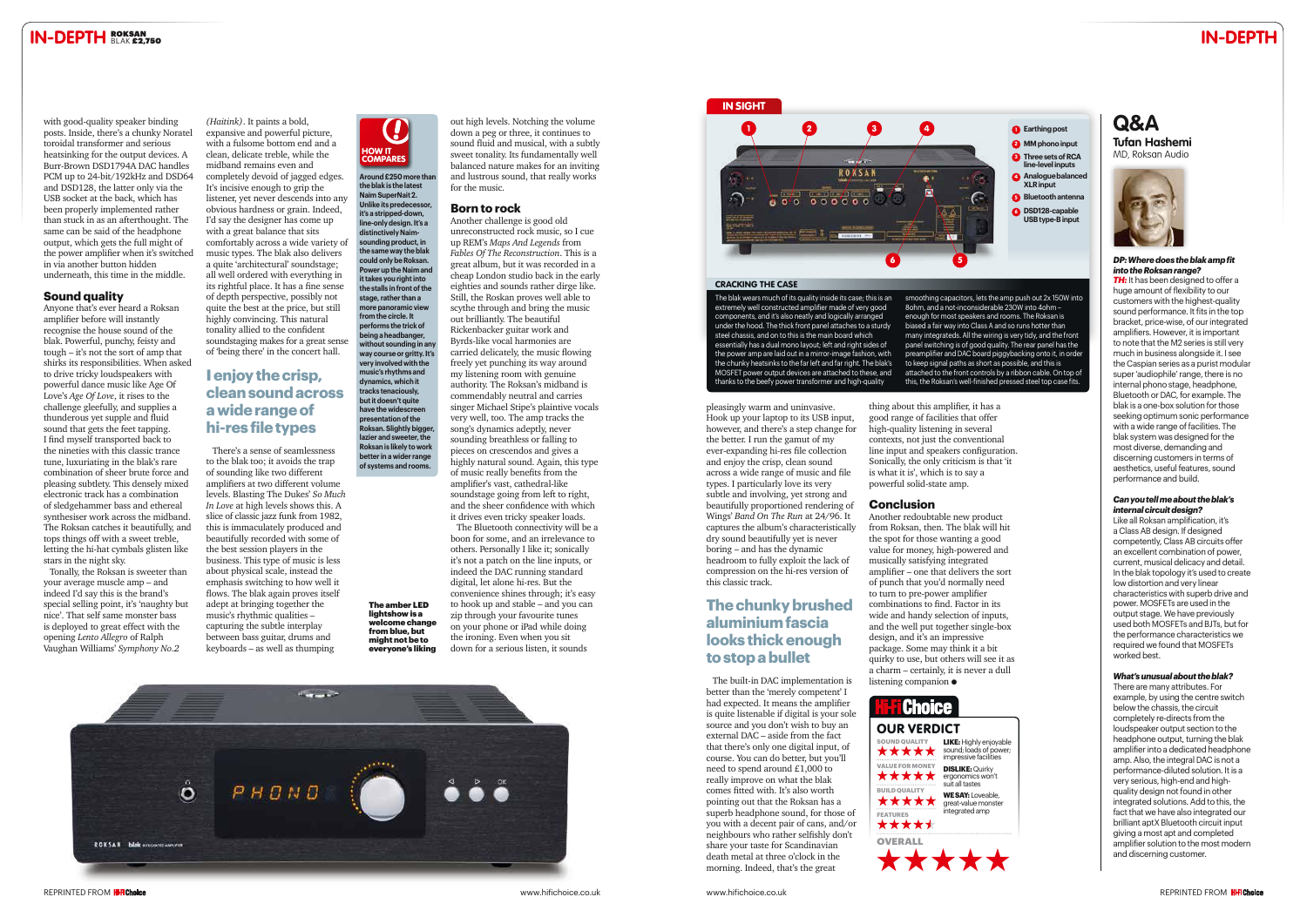with good-quality speaker binding posts. Inside, there's a chunky Noratel toroidal transformer and serious heatsinking for the output devices. A Burr-Brown DSD1794A DAC handles PCM up to 24-bit/192kHz and DSD64 and DSD128, the latter only via the USB socket at the back, which has been properly implemented rather than stuck in as an afterthought. The same can be said of the headphone output, which gets the full might of the power amplifier when it's switched in via another button hidden underneath, this time in the middle.

## Sound quality

Anyone that's ever heard a Roksan amplifier before will instantly recognise the house sound of the blak. Powerful, punchy, feisty and tough – it's not the sort of amp that shirks its responsibilities. When asked to drive tricky loudspeakers with powerful dance music like Age Of Love's *Age Of Love*, it rises to the challenge gleefully, and supplies a thunderous yet supple and fluid sound that gets the feet tapping. I find myself transported back to the nineties with this classic trance tune, luxuriating in the blak's rare combination of sheer brute force and pleasing subtlety. This densely mixed electronic track has a combination of sledgehammer bass and ethereal synthesiser work across the midband. The Roksan catches it beautifully, and tops things off with a sweet treble, letting the hi-hat cymbals glisten like stars in the night sky.

Tonally, the Roksan is sweeter than your average muscle amp – and indeed I'd say this is the brand's special selling point, it's 'naughty but nice'. That self same monster bass is deployed to great effect with the opening *Lento Allegro* of Ralph Vaughan Williams' *Symphony No.2* *(Haitink)*. It paints a bold, expansive and powerful picture, with a fulsome bottom end and a clean, delicate treble, while the midband remains even and completely devoid of jagged edges. It's incisive enough to grip the listener, yet never descends into any obvious hardness or grain. Indeed, I'd say the designer has come up with a great balance that sits comfortably across a wide variety of music types. The blak also delivers a quite 'architectural' soundstage; all well ordered with everything in its rightful place. It has a fine sense of depth perspective, possibly not quite the best at the price, but still highly convincing. This natural tonality allied to the confident soundstaging makes for a great sense of 'being there' in the concert hall.

## I enjoy the crisp, clean sound across a wide range of hi-res file types

There's a sense of seamlessness to the blak too; it avoids the trap of sounding like two different amplifiers at two different volume levels. Blasting The Dukes' *So Much In Love* at high levels shows this. A slice of classic jazz funk from 1982, this is immaculately produced and beautifully recorded with some of the best session players in the business. This type of music is less about physical scale, instead the emphasis switching to how well it flows. The blak again proves itself adept at bringing together the music's rhythmic qualities – capturing the subtle interplay between bass guitar, drums and keyboards – as well as thumping out high levels. Notching the volume down a peg or three, it continues to sound fluid and musical, with a subtly sweet tonality. Its fundamentally well balanced nature makes for an inviting and lustrous sound, that really works for the music.

### HOW IT COMPARES

**Around £250 more than the blak is the latest Naim SuperNait 2. Unlike its predecessor, it's a stripped-down, line-only design. It's a distinctively Naim-sounding product, in the same way the blak could only be Roksan. Power up the Naim and it takes you right into the stalls in front of the stage, rather than a more panoramic view from the circle. It performs the trick of being a headbanger, without sounding in any way coarse or gritty. It's very involved with the music's rhythms and dynamics, which it tracks tenaciously, but it doesn't quite have the widescreen presentation of the Roksan. Slightly bigger, lazier and sweeter, the Roksan is likely to work better in a wider range of systems and rooms.**

**The amber LED lightshow is a welcome change from blue, but might not be to everyone's liking**

## Born to rock

Another challenge is good old unreconstructed rock music, so I cue up REM's *Maps And Legends* from *Fables Of The Reconstruction*. This is a great album, but it was recorded in a cheap London studio back in the early eighties and sounds rather dirge like. Still, the Roskan proves well able to scythe through and bring the music out brilliantly. The beautiful Rickenbacker guitar work and Byrds-like vocal harmonies are carried delicately, the music flowing freely yet punching its way around my listening room with genuine authority. The Roksan's midband is commendably neutral and carries singer Michael Stipe's plaintive vocals very well, too. The amp tracks the song's dynamics adeptly, never sounding breathless or falling to pieces on crescendos and gives a highly natural sound. Again, this type of music really benefits from the amplifier's vast, cathedral-like soundstage going from left to right, and the sheer confidence with which it drives even tricky speaker loads.

The Bluetooth connectivity will be a boon for some, and an irrelevance to others. Personally I like it; sonically it's not a patch on the line inputs, or indeed the DAC running standard digital, let alone hi-res. But the convenience shines through; it's easy to hook up and stable – and you can zip through your favourite tunes on your phone or iPad while doing the ironing. Even when you sit down for a serious listen, it sounds pleasingly warm and uninvasive. Hook up your laptop to its USB input, however, and there's a step change for the better. I run the gamut of my ever-expanding hi-res file collection and enjoy the crisp, clean sound across a wide range of music and file types. I particularly love its very subtle and involving, yet strong and beautifully proportioned rendering of Wings' *Band On The Run* at 24/96. It captures the album's characteristically dry sound beautifully yet is never boring – and has the dynamic headroom to fully exploit the lack of compression on the hi-res version of this classic track.

## The chunky brushed aluminium fascia looks thick enough to stop a bullet

The built-in DAC implementation is better than the 'merely competent' I had expected. It means the amplifier is quite listenable if digital is your sole source and you don't wish to buy an external DAC – aside from the fact that there's only one digital input, of course. You can do better, but you'll need to spend around £1,000 to really improve on what the blak comes fitted with. It's also worth pointing out that the Roksan has a superb headphone sound, for those of you with a decent pair of cans, and/or neighbours who rather selfishly don't share your taste for Scandinavian death metal at three o'clock in the morning. Indeed, that's the great thing about this amplifier, it has a good range of facilities that offer high-quality listening in several contexts, not just the conventional line input and speakers configuration. Sonically, the only criticism is that 'it is what it is', which is to say a powerful solid-state amp.

## Conclusion

Another redoubtable new product from Roksan, then. The blak will hit the spot for those wanting a good value for money, high-powered and musically satisfying integrated amplifier – one that delivers the sort of punch that you'd normally need to turn to pre-power amplifier combinations to find. Factor in its wide and handy selection of inputs, and the well put together single-box design, and it's an impressive package. Some may think it a bit quirky to use, but others will see it as a charm – certainly, it is never a dull listening companion ●

## IN SIGHT

1. Earthing post
2. MM phono input
3. Three sets of RCA line-level inputs
4. Analogue balanced XLR input
5. Bluetooth antenna
6. DSD128-capable USB type-B input

### CRACKING THE CASE

The blak wears much of its quality inside its case; this is an extremely well constructed amplifier made of very good components, and it's also neatly and logically arranged under the hood. The thick front panel attaches to a sturdy steel chassis, and on to this is the main board which essentially has a dual mono layout; left and right sides of the power amp are laid out in a mirror-image fashion, with the chunky heatsinks to the far left and far right. The blak's MOSFET power output devices are attached to these, and thanks to the beefy power transformer and high-quality smoothing capacitors, lets the amp push out 2x 150W into 8ohm, and a not-inconsiderable 230W into 4ohm – enough for most speakers and rooms. The Roksan is biased a fair way into Class A and so runs hotter than many integrateds. All the wiring is very tidy, and the front panel switching is of good quality. The rear panel has the preamplifier and DAC board piggybacking onto it, in order to keep signal paths as short as possible, and this is attached to the front controls by a ribbon cable. On top of this, the Roksan's well-finished pressed steel top case fits.

## Hi-Fi Choice OUR VERDICT

| | |
|---|---|
| SOUND QUALITY ★★★★★ | **LIKE:** Highly enjoyable sound; loads of power; impressive facilities |
| VALUE FOR MONEY ★★★★★ | **DISLIKE:** Quirky ergonomics won't suit all tastes |
| BUILD QUALITY ★★★★★ | **WE SAY:** Loveable, great-value monster integrated amp |
| FEATURES ★★★★½ | |
| OVERALL ★★★★★ | |

## Q&A

**Tufan Hashemi**
MD, Roksan Audio

***DP: Where does the blak amp fit into the Roksan range?***

***TH:*** It has been designed to offer a huge amount of flexibility to our customers with the highest-quality sound performance. It fits in the top bracket, price-wise, of our integrated amplifiers. However, it is important to note that the M2 series is still very much in business alongside it. I see the Caspian series as a purist modular super 'audiophile' range, there is no internal phono stage, headphone, Bluetooth or DAC, for example. The blak is a one-box solution for those seeking optimum sonic performance with a wide range of facilities. The blak system was designed for the most diverse, demanding and discerning customers in terms of aesthetics, useful features, sound performance and build.

***Can you tell me about the blak's internal circuit design?***

Like all Roksan amplification, it's a Class AB design. If designed competently, Class AB circuits offer an excellent combination of power, current, musical delicacy and detail. In the blak topology it's used to create low distortion and very linear characteristics with superb drive and power. MOSFETs are used in the output stage. We have previously used both MOSFETs and BJTs, but for the performance characteristics we required we found that MOSFETs worked best.

***What's unusual about the blak?***

There are many attributes. For example, by using the centre switch below the chassis, the circuit completely re-directs from the loudspeaker output section to the headphone output, turning the blak amplifier into a dedicated headphone amp. Also, the integral DAC is not a performance-diluted solution. It is a very serious, high-end and high-quality design not found in other integrated solutions. Add to this, the fact that we have also integrated our brilliant aptX Bluetooth circuit input giving a most apt and completed amplifier solution to the most modern and discerning customer.